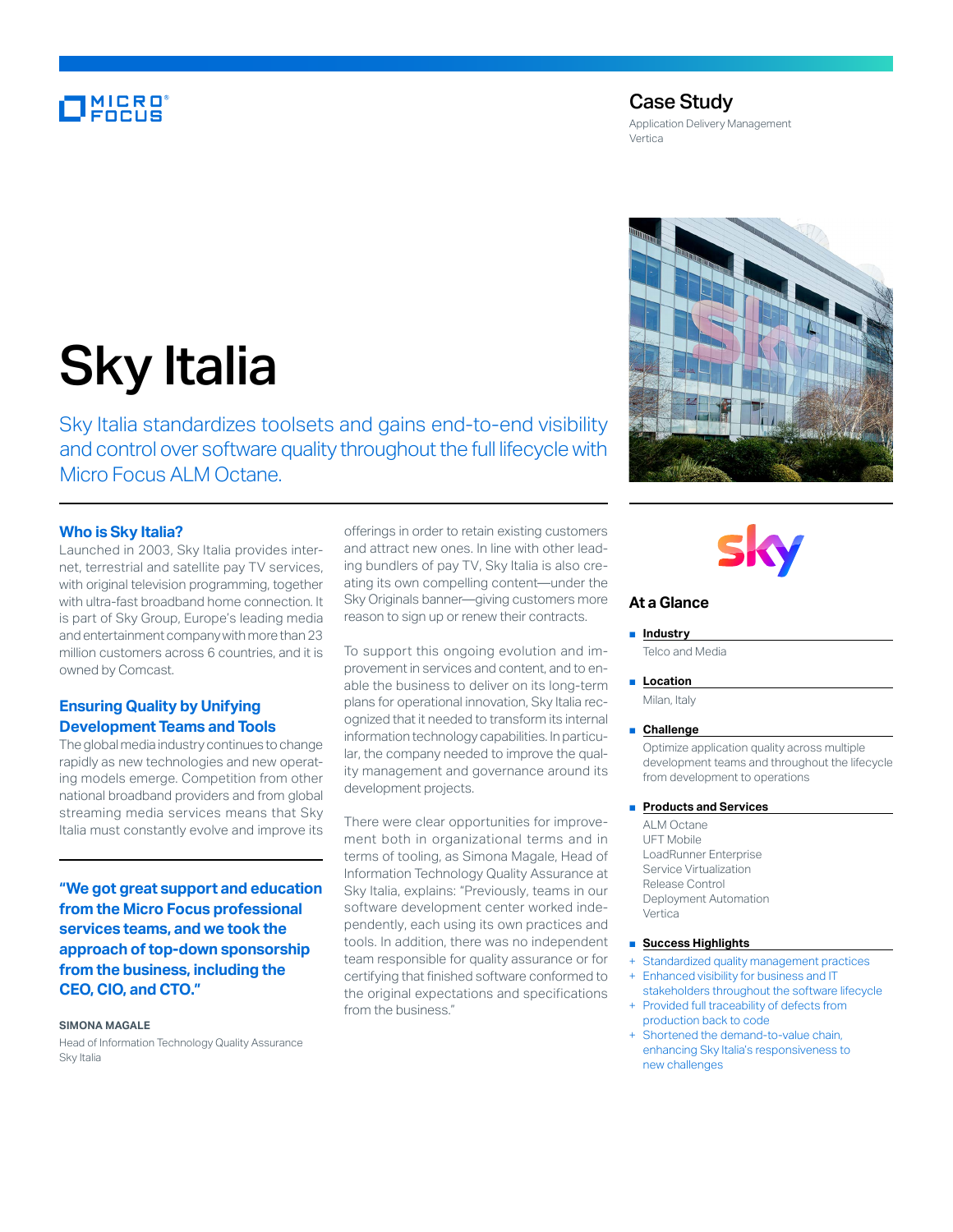Micro Focus

## Case Study

Application Delivery Management
Vertica

# Sky Italia

Sky Italia standardizes toolsets and gains end-to-end visibility and control over software quality throughout the full lifecycle with Micro Focus ALM Octane.

### Who is Sky Italia?

Launched in 2003, Sky Italia provides internet, terrestrial and satellite pay TV services, with original television programming, together with ultra-fast broadband home connection. It is part of Sky Group, Europe's leading media and entertainment company with more than 23 million customers across 6 countries, and it is owned by Comcast.

### Ensuring Quality by Unifying Development Teams and Tools

The global media industry continues to change rapidly as new technologies and new operating models emerge. Competition from other national broadband providers and from global streaming media services means that Sky Italia must constantly evolve and improve its offerings in order to retain existing customers and attract new ones. In line with other leading bundlers of pay TV, Sky Italia is also creating its own compelling content—under the Sky Originals banner—giving customers more reason to sign up or renew their contracts.

To support this ongoing evolution and improvement in services and content, and to enable the business to deliver on its long-term plans for operational innovation, Sky Italia recognized that it needed to transform its internal information technology capabilities. In particular, the company needed to improve the quality management and governance around its development projects.

There were clear opportunities for improvement both in organizational terms and in terms of tooling, as Simona Magale, Head of Information Technology Quality Assurance at Sky Italia, explains: "Previously, teams in our software development center worked independently, each using its own practices and tools. In addition, there was no independent team responsible for quality assurance or for certifying that finished software conformed to the original expectations and specifications from the business."

**"We got great support and education from the Micro Focus professional services teams, and we took the approach of top-down sponsorship from the business, including the CEO, CIO, and CTO."**

SIMONA MAGALE
Head of Information Technology Quality Assurance
Sky Italia

### At a Glance

**Industry**

Telco and Media

**Location**

Milan, Italy

**Challenge**

Optimize application quality across multiple development teams and throughout the lifecycle from development to operations

**Products and Services**

ALM Octane
UFT Mobile
LoadRunner Enterprise
Service Virtualization
Release Control
Deployment Automation
Vertica

**Success Highlights**

+ Standardized quality management practices
+ Enhanced visibility for business and IT stakeholders throughout the software lifecycle
+ Provided full traceability of defects from production back to code
+ Shortened the demand-to-value chain, enhancing Sky Italia's responsiveness to new challenges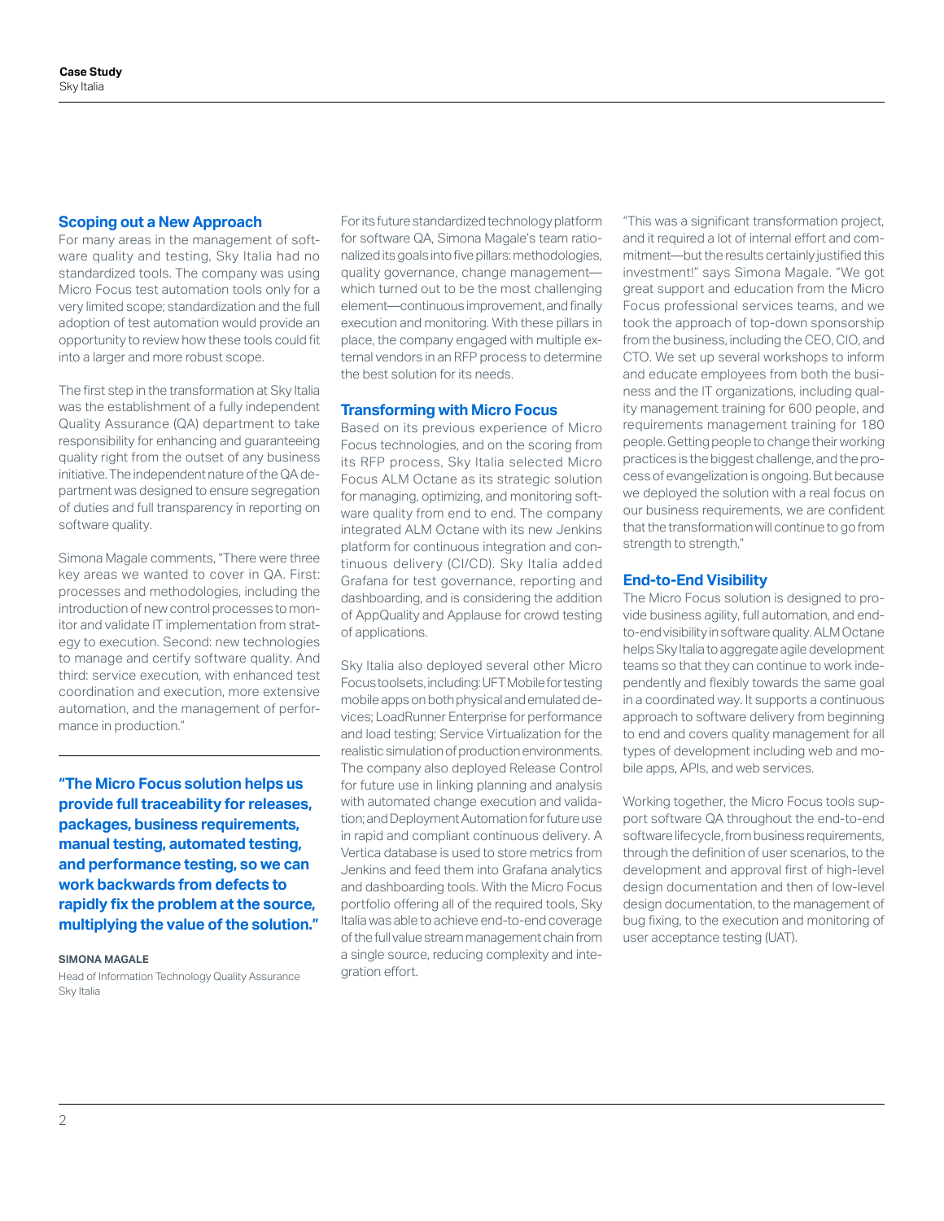## Scoping out a New Approach

For many areas in the management of software quality and testing, Sky Italia had no standardized tools. The company was using Micro Focus test automation tools only for a very limited scope; standardization and the full adoption of test automation would provide an opportunity to review how these tools could fit into a larger and more robust scope.

The first step in the transformation at Sky Italia was the establishment of a fully independent Quality Assurance (QA) department to take responsibility for enhancing and guaranteeing quality right from the outset of any business initiative. The independent nature of the QA department was designed to ensure segregation of duties and full transparency in reporting on software quality.

Simona Magale comments, "There were three key areas we wanted to cover in QA. First: processes and methodologies, including the introduction of new control processes to monitor and validate IT implementation from strategy to execution. Second: new technologies to manage and certify software quality. And third: service execution, with enhanced test coordination and execution, more extensive automation, and the management of performance in production."

**"The Micro Focus solution helps us provide full traceability for releases, packages, business requirements, manual testing, automated testing, and performance testing, so we can work backwards from defects to rapidly fix the problem at the source, multiplying the value of the solution."**

**SIMONA MAGALE**
Head of Information Technology Quality Assurance
Sky Italia

For its future standardized technology platform for software QA, Simona Magale's team rationalized its goals into five pillars: methodologies, quality governance, change management—which turned out to be the most challenging element—continuous improvement, and finally execution and monitoring. With these pillars in place, the company engaged with multiple external vendors in an RFP process to determine the best solution for its needs.

## Transforming with Micro Focus

Based on its previous experience of Micro Focus technologies, and on the scoring from its RFP process, Sky Italia selected Micro Focus ALM Octane as its strategic solution for managing, optimizing, and monitoring software quality from end to end. The company integrated ALM Octane with its new Jenkins platform for continuous integration and continuous delivery (CI/CD). Sky Italia added Grafana for test governance, reporting and dashboarding, and is considering the addition of AppQuality and Applause for crowd testing of applications.

Sky Italia also deployed several other Micro Focus toolsets, including: UFT Mobile for testing mobile apps on both physical and emulated devices; LoadRunner Enterprise for performance and load testing; Service Virtualization for the realistic simulation of production environments. The company also deployed Release Control for future use in linking planning and analysis with automated change execution and validation; and Deployment Automation for future use in rapid and compliant continuous delivery. A Vertica database is used to store metrics from Jenkins and feed them into Grafana analytics and dashboarding tools. With the Micro Focus portfolio offering all of the required tools, Sky Italia was able to achieve end-to-end coverage of the full value stream management chain from a single source, reducing complexity and integration effort.

"This was a significant transformation project, and it required a lot of internal effort and commitment—but the results certainly justified this investment!" says Simona Magale. "We got great support and education from the Micro Focus professional services teams, and we took the approach of top-down sponsorship from the business, including the CEO, CIO, and CTO. We set up several workshops to inform and educate employees from both the business and the IT organizations, including quality management training for 600 people, and requirements management training for 180 people. Getting people to change their working practices is the biggest challenge, and the process of evangelization is ongoing. But because we deployed the solution with a real focus on our business requirements, we are confident that the transformation will continue to go from strength to strength."

## End-to-End Visibility

The Micro Focus solution is designed to provide business agility, full automation, and end-to-end visibility in software quality. ALM Octane helps Sky Italia to aggregate agile development teams so that they can continue to work independently and flexibly towards the same goal in a coordinated way. It supports a continuous approach to software delivery from beginning to end and covers quality management for all types of development including web and mobile apps, APIs, and web services.

Working together, the Micro Focus tools support software QA throughout the end-to-end software lifecycle, from business requirements, through the definition of user scenarios, to the development and approval first of high-level design documentation and then of low-level design documentation, to the management of bug fixing, to the execution and monitoring of user acceptance testing (UAT).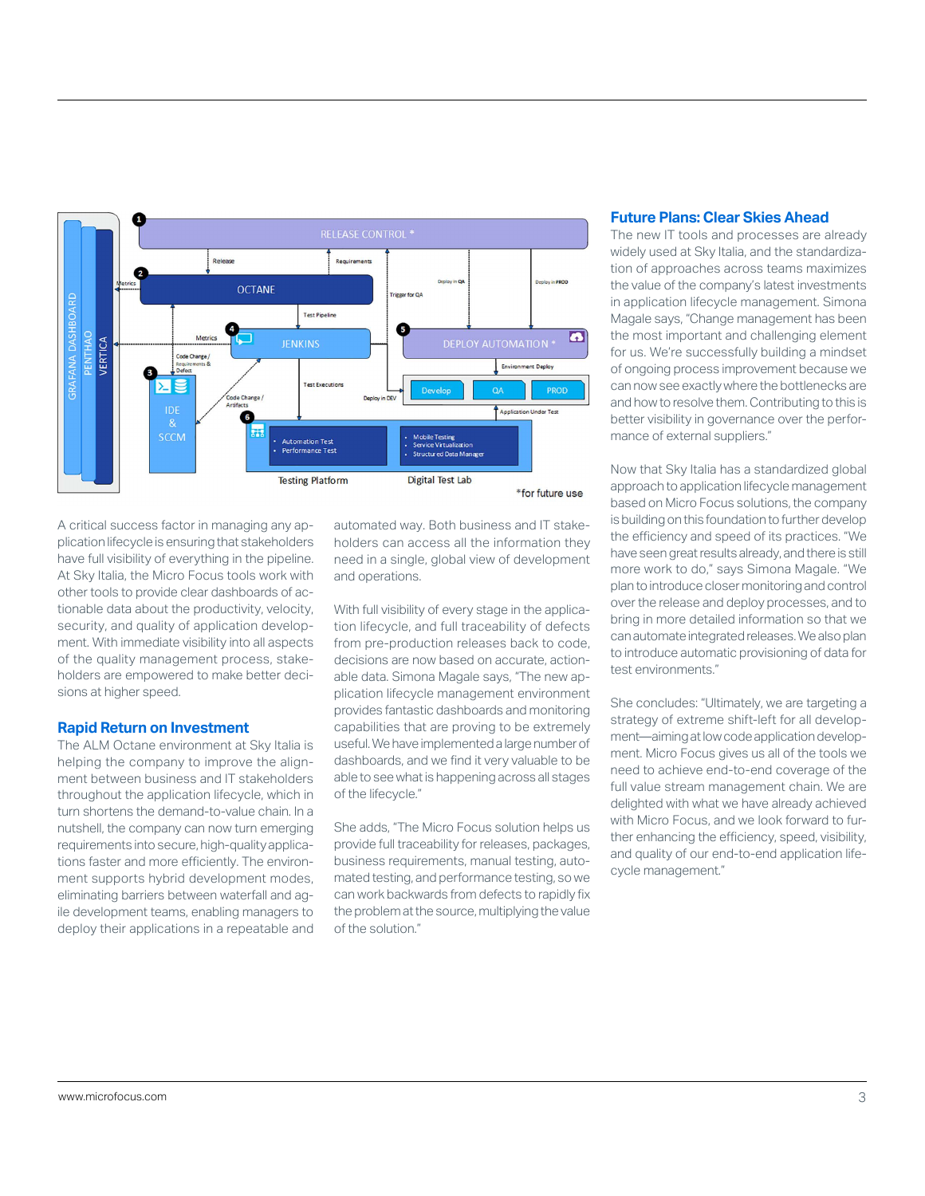A critical success factor in managing any application lifecycle is ensuring that stakeholders have full visibility of everything in the pipeline. At Sky Italia, the Micro Focus tools work with other tools to provide clear dashboards of actionable data about the productivity, velocity, security, and quality of application development. With immediate visibility into all aspects of the quality management process, stakeholders are empowered to make better decisions at higher speed.

## Rapid Return on Investment

The ALM Octane environment at Sky Italia is helping the company to improve the alignment between business and IT stakeholders throughout the application lifecycle, which in turn shortens the demand-to-value chain. In a nutshell, the company can now turn emerging requirements into secure, high-quality applications faster and more efficiently. The environment supports hybrid development modes, eliminating barriers between waterfall and agile development teams, enabling managers to deploy their applications in a repeatable and automated way. Both business and IT stakeholders can access all the information they need in a single, global view of development and operations.

With full visibility of every stage in the application lifecycle, and full traceability of defects from pre-production releases back to code, decisions are now based on accurate, actionable data. Simona Magale says, "The new application lifecycle management environment provides fantastic dashboards and monitoring capabilities that are proving to be extremely useful. We have implemented a large number of dashboards, and we find it very valuable to be able to see what is happening across all stages of the lifecycle."

She adds, "The Micro Focus solution helps us provide full traceability for releases, packages, business requirements, manual testing, automated testing, and performance testing, so we can work backwards from defects to rapidly fix the problem at the source, multiplying the value of the solution."

## Future Plans: Clear Skies Ahead

The new IT tools and processes are already widely used at Sky Italia, and the standardization of approaches across teams maximizes the value of the company's latest investments in application lifecycle management. Simona Magale says, "Change management has been the most important and challenging element for us. We're successfully building a mindset of ongoing process improvement because we can now see exactly where the bottlenecks are and how to resolve them. Contributing to this is better visibility in governance over the performance of external suppliers."

Now that Sky Italia has a standardized global approach to application lifecycle management based on Micro Focus solutions, the company is building on this foundation to further develop the efficiency and speed of its practices. "We have seen great results already, and there is still more work to do," says Simona Magale. "We plan to introduce closer monitoring and control over the release and deploy processes, and to bring in more detailed information so that we can automate integrated releases. We also plan to introduce automatic provisioning of data for test environments."

She concludes: "Ultimately, we are targeting a strategy of extreme shift-left for all development—aiming at low code application development. Micro Focus gives us all of the tools we need to achieve end-to-end coverage of the full value stream management chain. We are delighted with what we have already achieved with Micro Focus, and we look forward to further enhancing the efficiency, speed, visibility, and quality of our end-to-end application lifecycle management."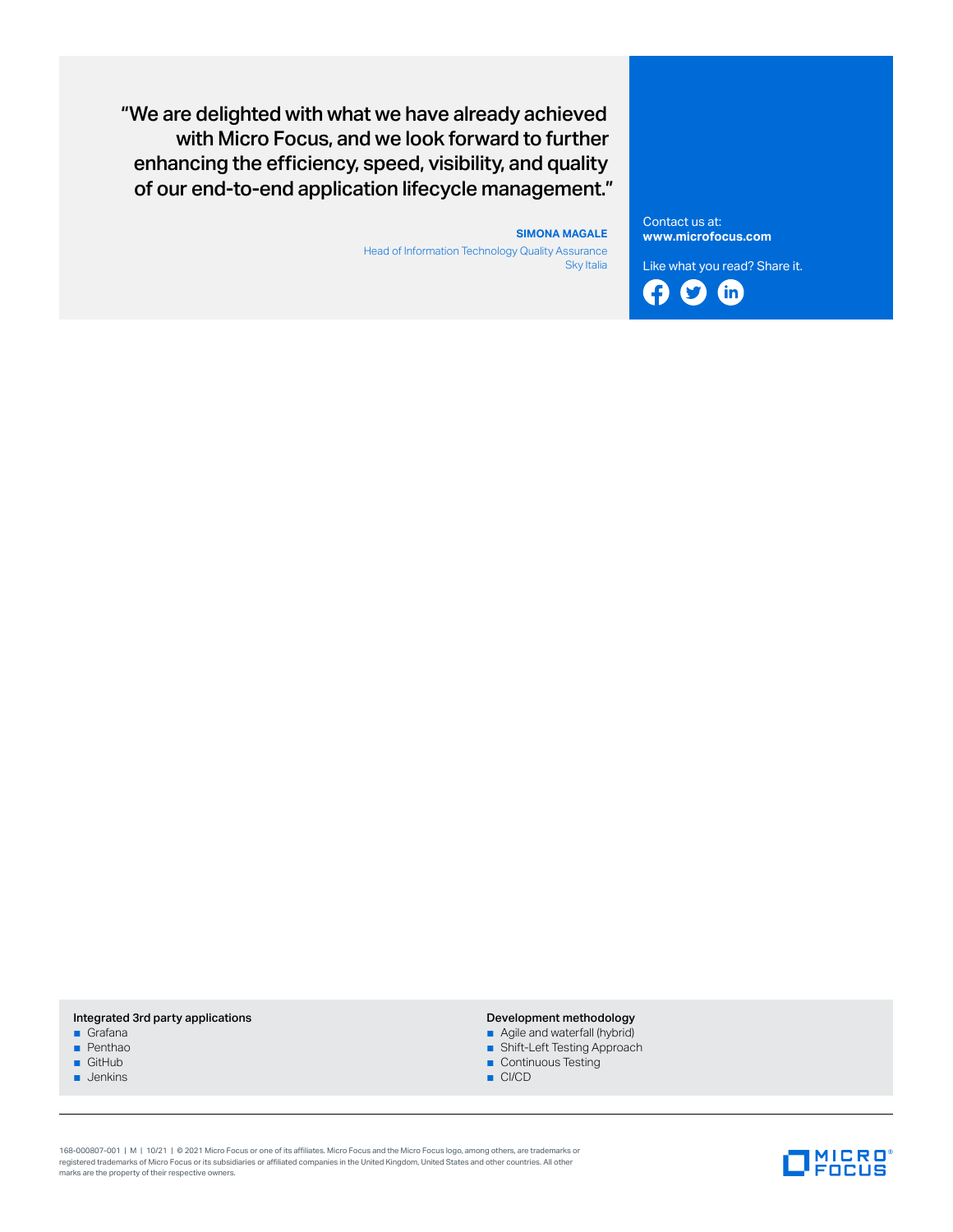"We are delighted with what we have already achieved with Micro Focus, and we look forward to further enhancing the efficiency, speed, visibility, and quality of our end-to-end application lifecycle management."

**SIMONA MAGALE**
Head of Information Technology Quality Assurance
Sky Italia

Contact us at:
**www.microfocus.com**

Like what you read? Share it.

**Integrated 3rd party applications**

- Grafana
- Penthao
- GitHub
- Jenkins

**Development methodology**

- Agile and waterfall (hybrid)
- Shift-Left Testing Approach
- Continuous Testing
- CI/CD

168-000807-001 | M | 10/21 | © 2021 Micro Focus or one of its affiliates. Micro Focus and the Micro Focus logo, among others, are trademarks or registered trademarks of Micro Focus or its subsidiaries or affiliated companies in the United Kingdom, United States and other countries. All other marks are the property of their respective owners.